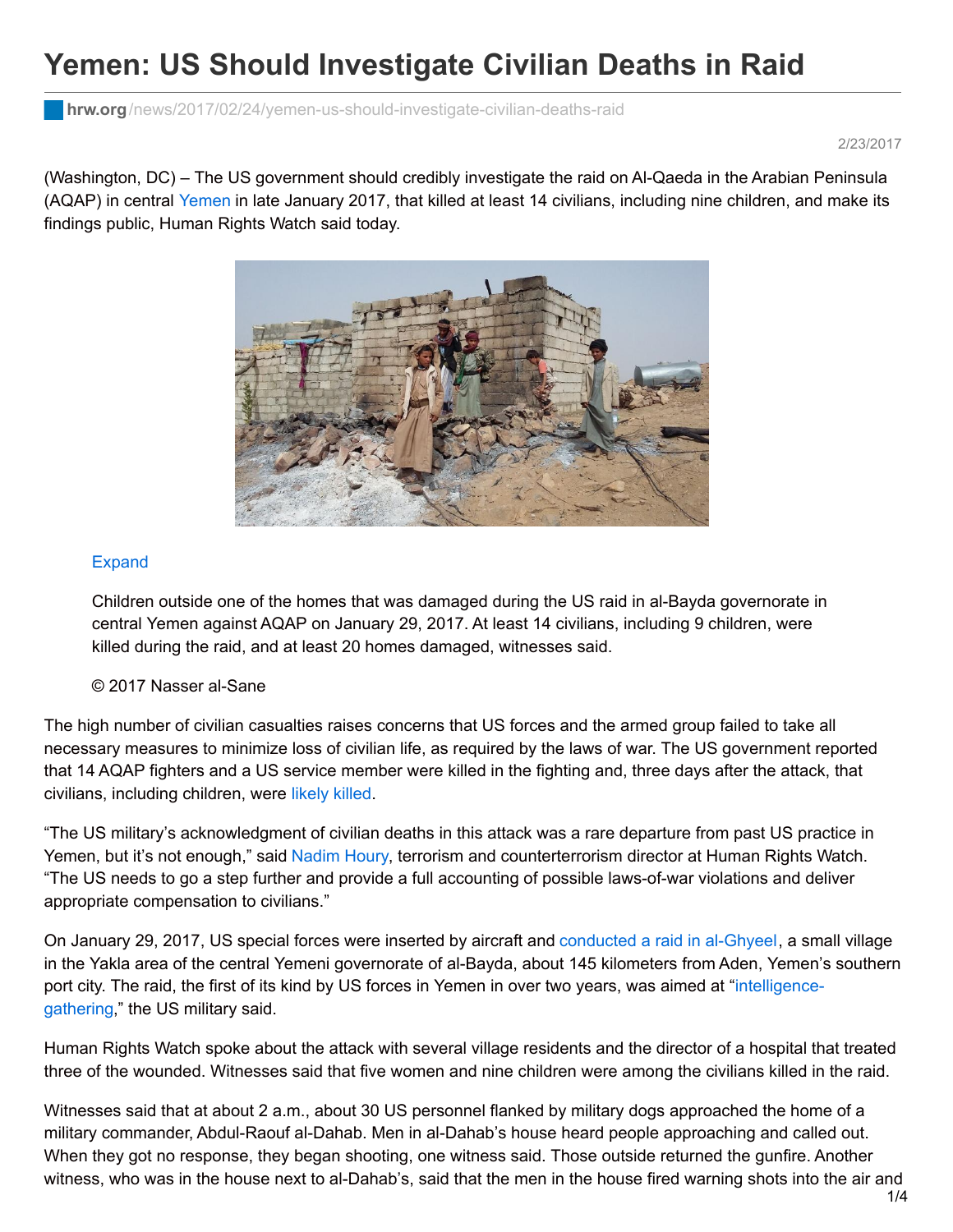# Yemen: US Should Investigate Civilian Deaths in Raid

hrw.org/news/2017/02/24/yemen-us-should-investigate-civilian-deaths-raid

2/23/2017

(Washington, DC) – The US government should credibly investigate the raid on Al-Qaeda in the Arabian Peninsula (AQAP) in central Yemen in late January 2017, that killed at least 14 civilians, including nine children, and make its findings public, Human Rights Watch said today.

Expand

Children outside one of the homes that was damaged during the US raid in al-Bayda governorate in central Yemen against AQAP on January 29, 2017. At least 14 civilians, including 9 children, were killed during the raid, and at least 20 homes damaged, witnesses said.

© 2017 Nasser al-Sane

The high number of civilian casualties raises concerns that US forces and the armed group failed to take all necessary measures to minimize loss of civilian life, as required by the laws of war. The US government reported that 14 AQAP fighters and a US service member were killed in the fighting and, three days after the attack, that civilians, including children, were likely killed.

"The US military's acknowledgment of civilian deaths in this attack was a rare departure from past US practice in Yemen, but it's not enough," said Nadim Houry, terrorism and counterterrorism director at Human Rights Watch. "The US needs to go a step further and provide a full accounting of possible laws-of-war violations and deliver appropriate compensation to civilians."

On January 29, 2017, US special forces were inserted by aircraft and conducted a raid in al-Ghyeel, a small village in the Yakla area of the central Yemeni governorate of al-Bayda, about 145 kilometers from Aden, Yemen's southern port city. The raid, the first of its kind by US forces in Yemen in over two years, was aimed at "intelligence-gathering," the US military said.

Human Rights Watch spoke about the attack with several village residents and the director of a hospital that treated three of the wounded. Witnesses said that five women and nine children were among the civilians killed in the raid.

Witnesses said that at about 2 a.m., about 30 US personnel flanked by military dogs approached the home of a military commander, Abdul-Raouf al-Dahab. Men in al-Dahab's house heard people approaching and called out. When they got no response, they began shooting, one witness said. Those outside returned the gunfire. Another witness, who was in the house next to al-Dahab's, said that the men in the house fired warning shots into the air and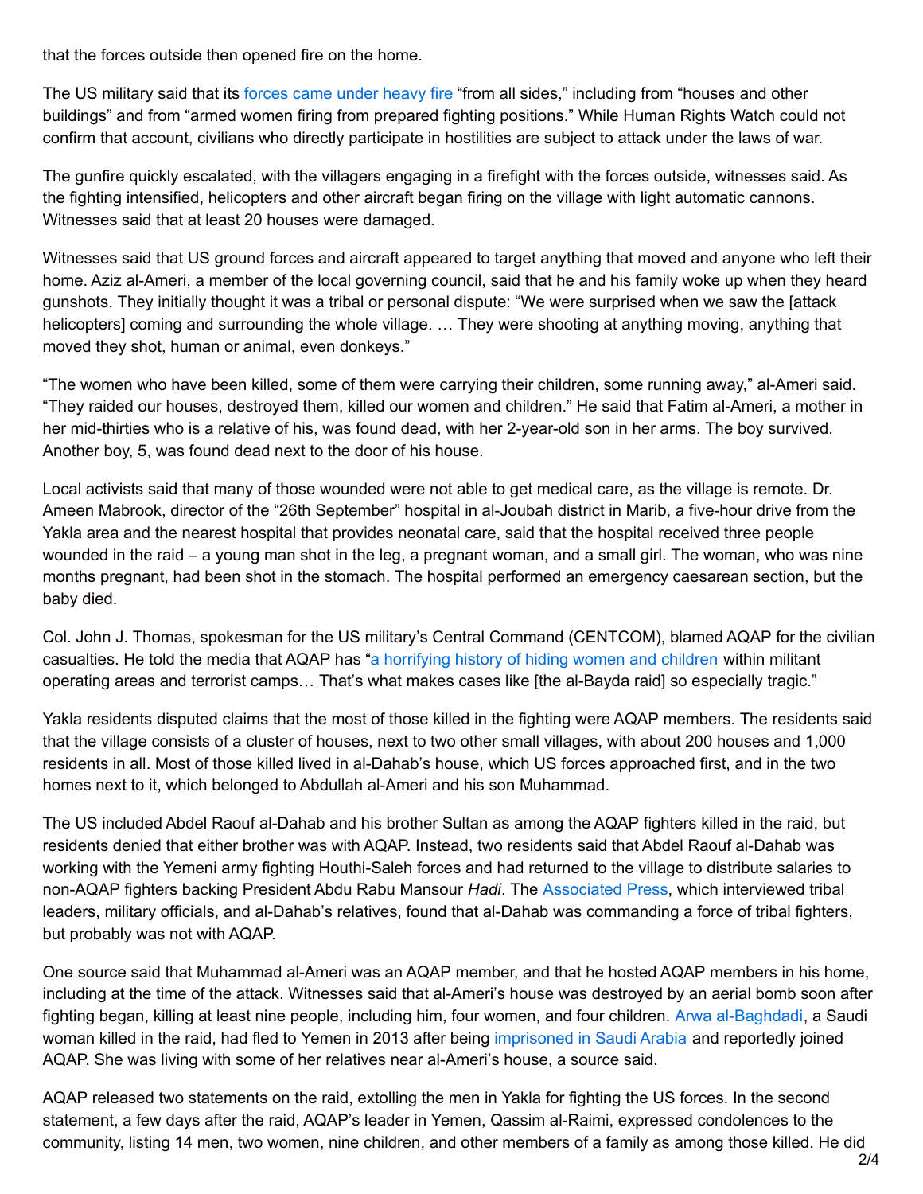that the forces outside then opened fire on the home.

The US military said that its forces came under heavy fire "from all sides," including from "houses and other buildings" and from "armed women firing from prepared fighting positions." While Human Rights Watch could not confirm that account, civilians who directly participate in hostilities are subject to attack under the laws of war.

The gunfire quickly escalated, with the villagers engaging in a firefight with the forces outside, witnesses said. As the fighting intensified, helicopters and other aircraft began firing on the village with light automatic cannons. Witnesses said that at least 20 houses were damaged.

Witnesses said that US ground forces and aircraft appeared to target anything that moved and anyone who left their home. Aziz al-Ameri, a member of the local governing council, said that he and his family woke up when they heard gunshots. They initially thought it was a tribal or personal dispute: "We were surprised when we saw the [attack helicopters] coming and surrounding the whole village. … They were shooting at anything moving, anything that moved they shot, human or animal, even donkeys."

"The women who have been killed, some of them were carrying their children, some running away," al-Ameri said. "They raided our houses, destroyed them, killed our women and children." He said that Fatim al-Ameri, a mother in her mid-thirties who is a relative of his, was found dead, with her 2-year-old son in her arms. The boy survived. Another boy, 5, was found dead next to the door of his house.

Local activists said that many of those wounded were not able to get medical care, as the village is remote. Dr. Ameen Mabrook, director of the "26th September" hospital in al-Joubah district in Marib, a five-hour drive from the Yakla area and the nearest hospital that provides neonatal care, said that the hospital received three people wounded in the raid – a young man shot in the leg, a pregnant woman, and a small girl. The woman, who was nine months pregnant, had been shot in the stomach. The hospital performed an emergency caesarean section, but the baby died.

Col. John J. Thomas, spokesman for the US military's Central Command (CENTCOM), blamed AQAP for the civilian casualties. He told the media that AQAP has "a horrifying history of hiding women and children within militant operating areas and terrorist camps… That's what makes cases like [the al-Bayda raid] so especially tragic."

Yakla residents disputed claims that the most of those killed in the fighting were AQAP members. The residents said that the village consists of a cluster of houses, next to two other small villages, with about 200 houses and 1,000 residents in all. Most of those killed lived in al-Dahab's house, which US forces approached first, and in the two homes next to it, which belonged to Abdullah al-Ameri and his son Muhammad.

The US included Abdel Raouf al-Dahab and his brother Sultan as among the AQAP fighters killed in the raid, but residents denied that either brother was with AQAP. Instead, two residents said that Abdel Raouf al-Dahab was working with the Yemeni army fighting Houthi-Saleh forces and had returned to the village to distribute salaries to non-AQAP fighters backing President Abdu Rabu Mansour *Hadi*. The Associated Press, which interviewed tribal leaders, military officials, and al-Dahab's relatives, found that al-Dahab was commanding a force of tribal fighters, but probably was not with AQAP.

One source said that Muhammad al-Ameri was an AQAP member, and that he hosted AQAP members in his home, including at the time of the attack. Witnesses said that al-Ameri's house was destroyed by an aerial bomb soon after fighting began, killing at least nine people, including him, four women, and four children. Arwa al-Baghdadi, a Saudi woman killed in the raid, had fled to Yemen in 2013 after being imprisoned in Saudi Arabia and reportedly joined AQAP. She was living with some of her relatives near al-Ameri's house, a source said.

AQAP released two statements on the raid, extolling the men in Yakla for fighting the US forces. In the second statement, a few days after the raid, AQAP's leader in Yemen, Qassim al-Raimi, expressed condolences to the community, listing 14 men, two women, nine children, and other members of a family as among those killed. He did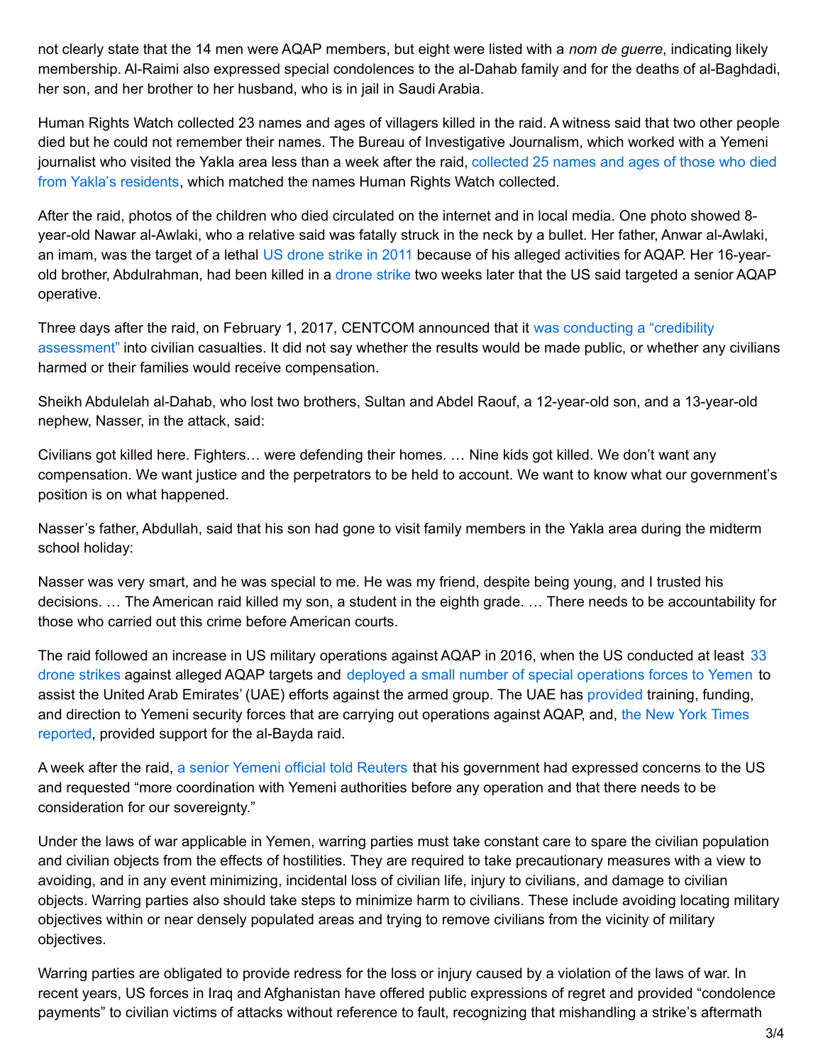not clearly state that the 14 men were AQAP members, but eight were listed with a *nom de guerre*, indicating likely membership. Al-Raimi also expressed special condolences to the al-Dahab family and for the deaths of al-Baghdadi, her son, and her brother to her husband, who is in jail in Saudi Arabia.

Human Rights Watch collected 23 names and ages of villagers killed in the raid. A witness said that two other people died but he could not remember their names. The Bureau of Investigative Journalism, which worked with a Yemeni journalist who visited the Yakla area less than a week after the raid, collected 25 names and ages of those who died from Yakla's residents, which matched the names Human Rights Watch collected.

After the raid, photos of the children who died circulated on the internet and in local media. One photo showed 8-year-old Nawar al-Awlaki, who a relative said was fatally struck in the neck by a bullet. Her father, Anwar al-Awlaki, an imam, was the target of a lethal US drone strike in 2011 because of his alleged activities for AQAP. Her 16-year-old brother, Abdulrahman, had been killed in a drone strike two weeks later that the US said targeted a senior AQAP operative.

Three days after the raid, on February 1, 2017, CENTCOM announced that it was conducting a "credibility assessment" into civilian casualties. It did not say whether the results would be made public, or whether any civilians harmed or their families would receive compensation.

Sheikh Abdulelah al-Dahab, who lost two brothers, Sultan and Abdel Raouf, a 12-year-old son, and a 13-year-old nephew, Nasser, in the attack, said:

Civilians got killed here. Fighters… were defending their homes. … Nine kids got killed. We don't want any compensation. We want justice and the perpetrators to be held to account. We want to know what our government's position is on what happened.

Nasser's father, Abdullah, said that his son had gone to visit family members in the Yakla area during the midterm school holiday:

Nasser was very smart, and he was special to me. He was my friend, despite being young, and I trusted his decisions. … The American raid killed my son, a student in the eighth grade. … There needs to be accountability for those who carried out this crime before American courts.

The raid followed an increase in US military operations against AQAP in 2016, when the US conducted at least 33 drone strikes against alleged AQAP targets and deployed a small number of special operations forces to Yemen to assist the United Arab Emirates' (UAE) efforts against the armed group. The UAE has provided training, funding, and direction to Yemeni security forces that are carrying out operations against AQAP, and, the New York Times reported, provided support for the al-Bayda raid.

A week after the raid, a senior Yemeni official told Reuters that his government had expressed concerns to the US and requested "more coordination with Yemeni authorities before any operation and that there needs to be consideration for our sovereignty."

Under the laws of war applicable in Yemen, warring parties must take constant care to spare the civilian population and civilian objects from the effects of hostilities. They are required to take precautionary measures with a view to avoiding, and in any event minimizing, incidental loss of civilian life, injury to civilians, and damage to civilian objects. Warring parties also should take steps to minimize harm to civilians. These include avoiding locating military objectives within or near densely populated areas and trying to remove civilians from the vicinity of military objectives.

Warring parties are obligated to provide redress for the loss or injury caused by a violation of the laws of war. In recent years, US forces in Iraq and Afghanistan have offered public expressions of regret and provided "condolence payments" to civilian victims of attacks without reference to fault, recognizing that mishandling a strike's aftermath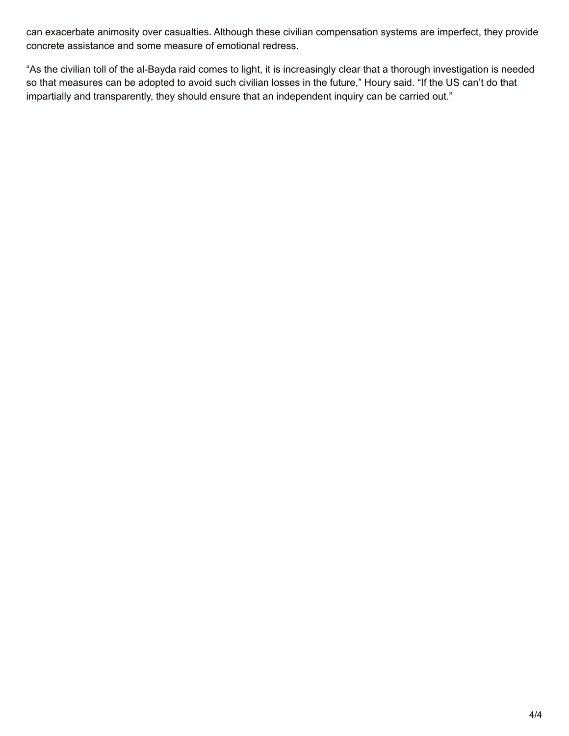can exacerbate animosity over casualties. Although these civilian compensation systems are imperfect, they provide concrete assistance and some measure of emotional redress.

“As the civilian toll of the al-Bayda raid comes to light, it is increasingly clear that a thorough investigation is needed so that measures can be adopted to avoid such civilian losses in the future,” Houry said. “If the US can’t do that impartially and transparently, they should ensure that an independent inquiry can be carried out.”